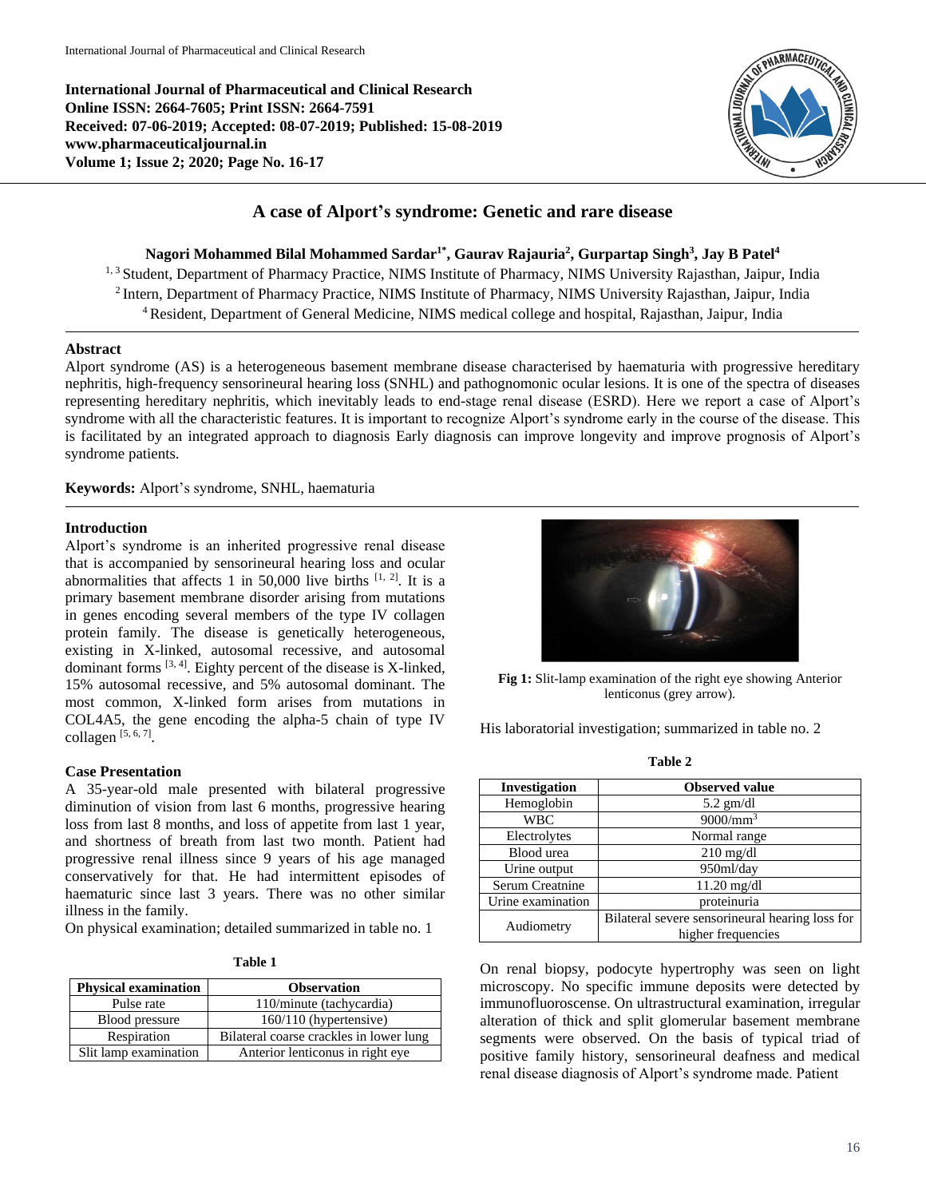International Journal of Pharmaceutical and Clinical Research
Online ISSN: 2664-7605; Print ISSN: 2664-7591
Received: 07-06-2019; Accepted: 08-07-2019; Published: 15-08-2019
www.pharmaceuticaljournal.in
Volume 1; Issue 2; 2020; Page No. 16-17

# A case of Alport's syndrome: Genetic and rare disease

**Nagori Mohammed Bilal Mohammed Sardar[1*], Gaurav Rajauria[2], Gurpartap Singh[3], Jay B Patel[4]**

[1, 3] Student, Department of Pharmacy Practice, NIMS Institute of Pharmacy, NIMS University Rajasthan, Jaipur, India
[2] Intern, Department of Pharmacy Practice, NIMS Institute of Pharmacy, NIMS University Rajasthan, Jaipur, India
[4] Resident, Department of General Medicine, NIMS medical college and hospital, Rajasthan, Jaipur, India

## Abstract

Alport syndrome (AS) is a heterogeneous basement membrane disease characterised by haematuria with progressive hereditary nephritis, high-frequency sensorineural hearing loss (SNHL) and pathognomonic ocular lesions. It is one of the spectra of diseases representing hereditary nephritis, which inevitably leads to end-stage renal disease (ESRD). Here we report a case of Alport's syndrome with all the characteristic features. It is important to recognize Alport's syndrome early in the course of the disease. This is facilitated by an integrated approach to diagnosis Early diagnosis can improve longevity and improve prognosis of Alport's syndrome patients.

**Keywords:** Alport's syndrome, SNHL, haematuria

## Introduction

Alport's syndrome is an inherited progressive renal disease that is accompanied by sensorineural hearing loss and ocular abnormalities that affects 1 in 50,000 live births [1, 2]. It is a primary basement membrane disorder arising from mutations in genes encoding several members of the type IV collagen protein family. The disease is genetically heterogeneous, existing in X-linked, autosomal recessive, and autosomal dominant forms [3, 4]. Eighty percent of the disease is X-linked, 15% autosomal recessive, and 5% autosomal dominant. The most common, X-linked form arises from mutations in COL4A5, the gene encoding the alpha-5 chain of type IV collagen [5, 6, 7].

## Case Presentation

A 35-year-old male presented with bilateral progressive diminution of vision from last 6 months, progressive hearing loss from last 8 months, and loss of appetite from last 1 year, and shortness of breath from last two month. Patient had progressive renal illness since 9 years of his age managed conservatively for that. He had intermittent episodes of haematuric since last 3 years. There was no other similar illness in the family.

On physical examination; detailed summarized in table no. 1

**Table 1**

| Physical examination | Observation |
|---|---|
| Pulse rate | 110/minute (tachycardia) |
| Blood pressure | 160/110 (hypertensive) |
| Respiration | Bilateral coarse crackles in lower lung |
| Slit lamp examination | Anterior lenticonus in right eye |

**Fig 1:** Slit-lamp examination of the right eye showing Anterior lenticonus (grey arrow).

His laboratorial investigation; summarized in table no. 2

**Table 2**

| Investigation | Observed value |
|---|---|
| Hemoglobin | 5.2 gm/dl |
| WBC | 9000/mm$^3$ |
| Electrolytes | Normal range |
| Blood urea | 210 mg/dl |
| Urine output | 950ml/day |
| Serum Creatnine | 11.20 mg/dl |
| Urine examination | proteinuria |
| Audiometry | Bilateral severe sensorineural hearing loss for higher frequencies |

On renal biopsy, podocyte hypertrophy was seen on light microscopy. No specific immune deposits were detected by immunofluoroscense. On ultrastructural examination, irregular alteration of thick and split glomerular basement membrane segments were observed. On the basis of typical triad of positive family history, sensorineural deafness and medical renal disease diagnosis of Alport's syndrome made. Patient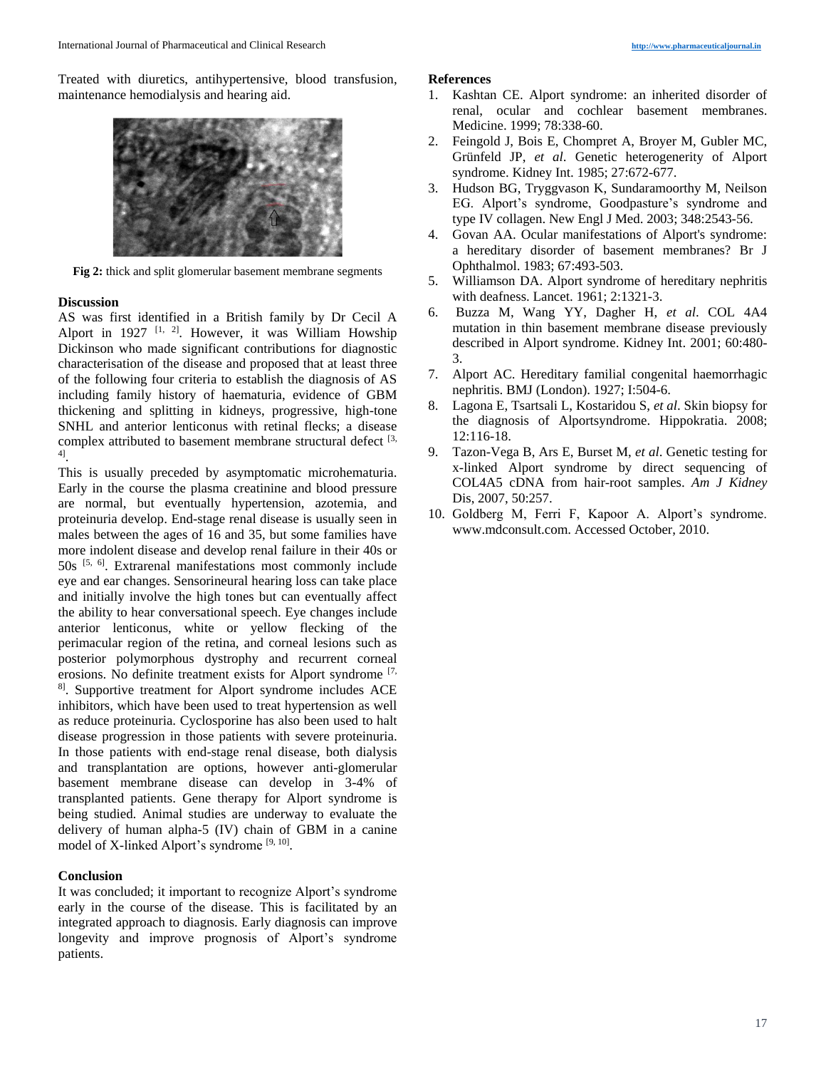Treated with diuretics, antihypertensive, blood transfusion, maintenance hemodialysis and hearing aid.

**Fig 2:** thick and split glomerular basement membrane segments

### Discussion

AS was first identified in a British family by Dr Cecil A Alport in 1927 [1, 2]. However, it was William Howship Dickinson who made significant contributions for diagnostic characterisation of the disease and proposed that at least three of the following four criteria to establish the diagnosis of AS including family history of haematuria, evidence of GBM thickening and splitting in kidneys, progressive, high-tone SNHL and anterior lenticonus with retinal flecks; a disease complex attributed to basement membrane structural defect [3, 4].

This is usually preceded by asymptomatic microhematuria. Early in the course the plasma creatinine and blood pressure are normal, but eventually hypertension, azotemia, and proteinuria develop. End-stage renal disease is usually seen in males between the ages of 16 and 35, but some families have more indolent disease and develop renal failure in their 40s or 50s [5, 6]. Extrarenal manifestations most commonly include eye and ear changes. Sensorineural hearing loss can take place and initially involve the high tones but can eventually affect the ability to hear conversational speech. Eye changes include anterior lenticonus, white or yellow flecking of the perimacular region of the retina, and corneal lesions such as posterior polymorphous dystrophy and recurrent corneal erosions. No definite treatment exists for Alport syndrome [7, 8]. Supportive treatment for Alport syndrome includes ACE inhibitors, which have been used to treat hypertension as well as reduce proteinuria. Cyclosporine has also been used to halt disease progression in those patients with severe proteinuria. In those patients with end-stage renal disease, both dialysis and transplantation are options, however anti-glomerular basement membrane disease can develop in 3-4% of transplanted patients. Gene therapy for Alport syndrome is being studied. Animal studies are underway to evaluate the delivery of human alpha-5 (IV) chain of GBM in a canine model of X-linked Alport's syndrome [9, 10].

### Conclusion

It was concluded; it important to recognize Alport's syndrome early in the course of the disease. This is facilitated by an integrated approach to diagnosis. Early diagnosis can improve longevity and improve prognosis of Alport's syndrome patients.

### References

1. Kashtan CE. Alport syndrome: an inherited disorder of renal, ocular and cochlear basement membranes. Medicine. 1999; 78:338-60.
2. Feingold J, Bois E, Chompret A, Broyer M, Gubler MC, Grünfeld JP, *et al*. Genetic heterogenerity of Alport syndrome. Kidney Int. 1985; 27:672-677.
3. Hudson BG, Tryggvason K, Sundaramoorthy M, Neilson EG. Alport's syndrome, Goodpasture's syndrome and type IV collagen. New Engl J Med. 2003; 348:2543-56.
4. Govan AA. Ocular manifestations of Alport's syndrome: a hereditary disorder of basement membranes? Br J Ophthalmol. 1983; 67:493-503.
5. Williamson DA. Alport syndrome of hereditary nephritis with deafness. Lancet. 1961; 2:1321-3.
6. Buzza M, Wang YY, Dagher H, *et al*. COL 4A4 mutation in thin basement membrane disease previously described in Alport syndrome. Kidney Int. 2001; 60:480-3.
7. Alport AC. Hereditary familial congenital haemorrhagic nephritis. BMJ (London). 1927; I:504-6.
8. Lagona E, Tsartsali L, Kostaridou S, *et al*. Skin biopsy for the diagnosis of Alportsyndrome. Hippokratia. 2008; 12:116-18.
9. Tazon-Vega B, Ars E, Burset M, *et al*. Genetic testing for x-linked Alport syndrome by direct sequencing of COL4A5 cDNA from hair-root samples. *Am J Kidney* Dis, 2007, 50:257.
10. Goldberg M, Ferri F, Kapoor A. Alport's syndrome. www.mdconsult.com. Accessed October, 2010.